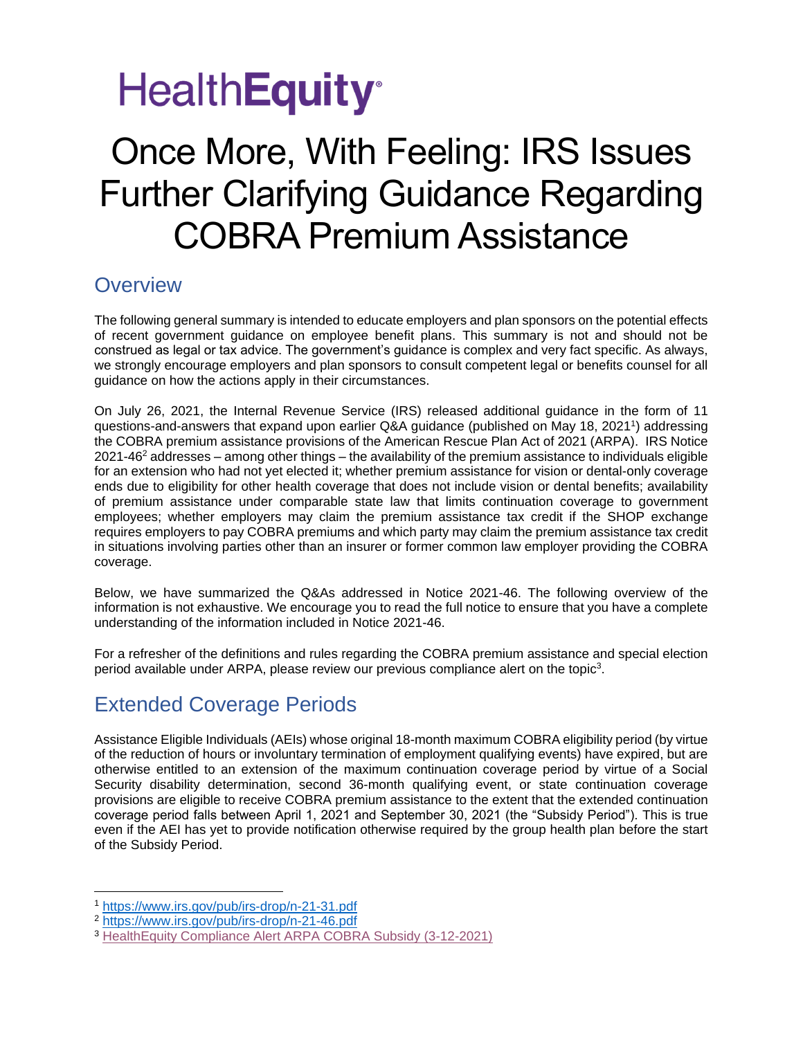HealthEquity

# Once More, With Feeling: IRS Issues Further Clarifying Guidance Regarding COBRA Premium Assistance

## Overview

The following general summary is intended to educate employers and plan sponsors on the potential effects of recent government guidance on employee benefit plans. This summary is not and should not be construed as legal or tax advice. The government's guidance is complex and very fact specific. As always, we strongly encourage employers and plan sponsors to consult competent legal or benefits counsel for all guidance on how the actions apply in their circumstances.

On July 26, 2021, the Internal Revenue Service (IRS) released additional guidance in the form of 11 questions-and-answers that expand upon earlier Q&A guidance (published on May 18, 2021[1]) addressing the COBRA premium assistance provisions of the American Rescue Plan Act of 2021 (ARPA). IRS Notice 2021-46[2] addresses – among other things – the availability of the premium assistance to individuals eligible for an extension who had not yet elected it; whether premium assistance for vision or dental-only coverage ends due to eligibility for other health coverage that does not include vision or dental benefits; availability of premium assistance under comparable state law that limits continuation coverage to government employees; whether employers may claim the premium assistance tax credit if the SHOP exchange requires employers to pay COBRA premiums and which party may claim the premium assistance tax credit in situations involving parties other than an insurer or former common law employer providing the COBRA coverage.

Below, we have summarized the Q&As addressed in Notice 2021-46. The following overview of the information is not exhaustive. We encourage you to read the full notice to ensure that you have a complete understanding of the information included in Notice 2021-46.

For a refresher of the definitions and rules regarding the COBRA premium assistance and special election period available under ARPA, please review our previous compliance alert on the topic[3].

## Extended Coverage Periods

Assistance Eligible Individuals (AEIs) whose original 18-month maximum COBRA eligibility period (by virtue of the reduction of hours or involuntary termination of employment qualifying events) have expired, but are otherwise entitled to an extension of the maximum continuation coverage period by virtue of a Social Security disability determination, second 36-month qualifying event, or state continuation coverage provisions are eligible to receive COBRA premium assistance to the extent that the extended continuation coverage period falls between April 1, 2021 and September 30, 2021 (the "Subsidy Period"). This is true even if the AEI has yet to provide notification otherwise required by the group health plan before the start of the Subsidy Period.

---

[1] https://www.irs.gov/pub/irs-drop/n-21-31.pdf

[2] https://www.irs.gov/pub/irs-drop/n-21-46.pdf

[3] HealthEquity Compliance Alert ARPA COBRA Subsidy (3-12-2021)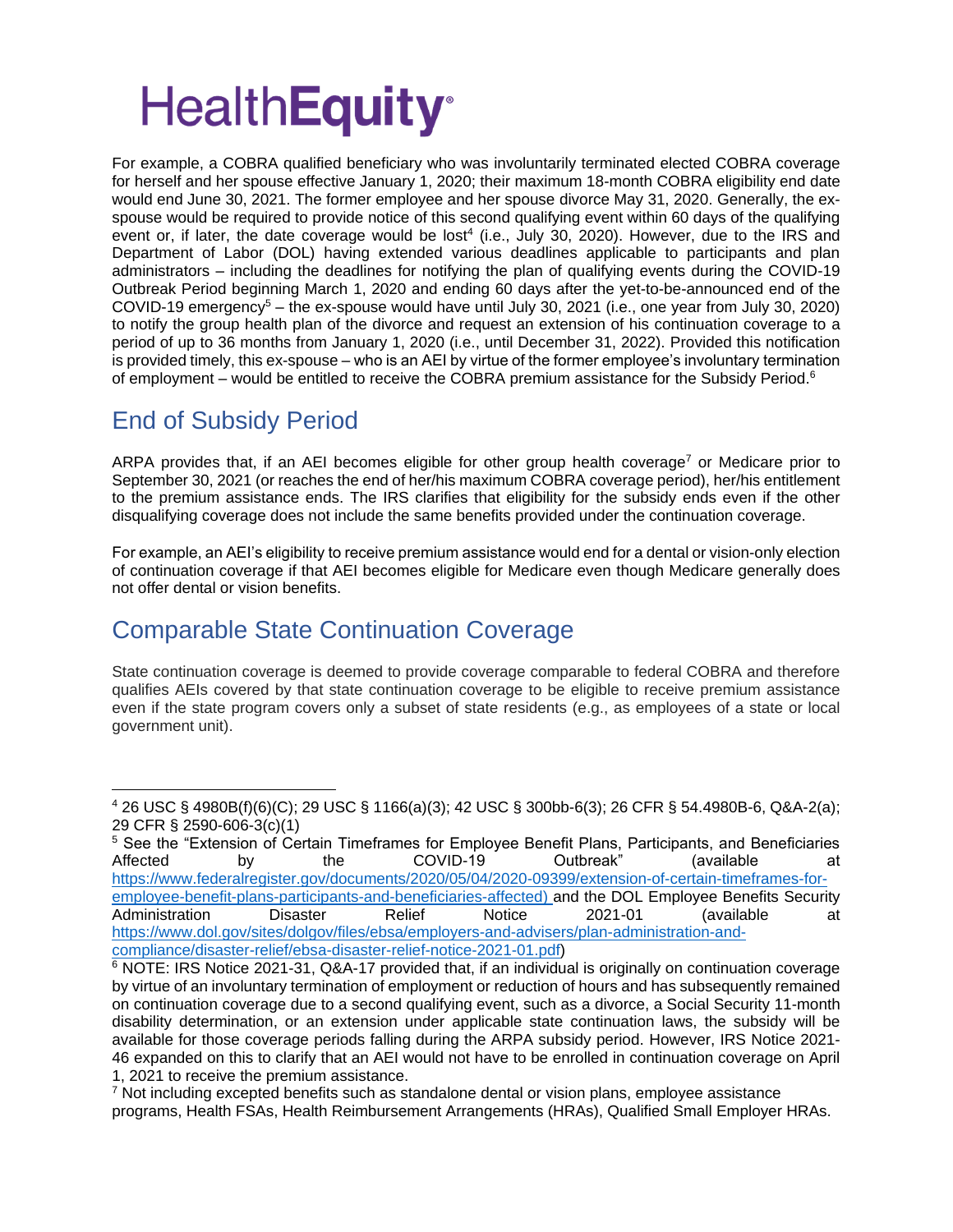For example, a COBRA qualified beneficiary who was involuntarily terminated elected COBRA coverage for herself and her spouse effective January 1, 2020; their maximum 18-month COBRA eligibility end date would end June 30, 2021. The former employee and her spouse divorce May 31, 2020. Generally, the ex-spouse would be required to provide notice of this second qualifying event within 60 days of the qualifying event or, if later, the date coverage would be lost[4] (i.e., July 30, 2020). However, due to the IRS and Department of Labor (DOL) having extended various deadlines applicable to participants and plan administrators – including the deadlines for notifying the plan of qualifying events during the COVID-19 Outbreak Period beginning March 1, 2020 and ending 60 days after the yet-to-be-announced end of the COVID-19 emergency[5] – the ex-spouse would have until July 30, 2021 (i.e., one year from July 30, 2020) to notify the group health plan of the divorce and request an extension of his continuation coverage to a period of up to 36 months from January 1, 2020 (i.e., until December 31, 2022). Provided this notification is provided timely, this ex-spouse – who is an AEI by virtue of the former employee's involuntary termination of employment – would be entitled to receive the COBRA premium assistance for the Subsidy Period.[6]

## End of Subsidy Period

ARPA provides that, if an AEI becomes eligible for other group health coverage[7] or Medicare prior to September 30, 2021 (or reaches the end of her/his maximum COBRA coverage period), her/his entitlement to the premium assistance ends. The IRS clarifies that eligibility for the subsidy ends even if the other disqualifying coverage does not include the same benefits provided under the continuation coverage.

For example, an AEI's eligibility to receive premium assistance would end for a dental or vision-only election of continuation coverage if that AEI becomes eligible for Medicare even though Medicare generally does not offer dental or vision benefits.

## Comparable State Continuation Coverage

State continuation coverage is deemed to provide coverage comparable to federal COBRA and therefore qualifies AEIs covered by that state continuation coverage to be eligible to receive premium assistance even if the state program covers only a subset of state residents (e.g., as employees of a state or local government unit).

---

[4] 26 USC § 4980B(f)(6)(C); 29 USC § 1166(a)(3); 42 USC § 300bb-6(3); 26 CFR § 54.4980B-6, Q&A-2(a); 29 CFR § 2590-606-3(c)(1)

[5] See the "Extension of Certain Timeframes for Employee Benefit Plans, Participants, and Beneficiaries Affected by the COVID-19 Outbreak" (available at https://www.federalregister.gov/documents/2020/05/04/2020-09399/extension-of-certain-timeframes-for-employee-benefit-plans-participants-and-beneficiaries-affected) and the DOL Employee Benefits Security Administration Disaster Relief Notice 2021-01 (available at https://www.dol.gov/sites/dolgov/files/ebsa/employers-and-advisers/plan-administration-and-compliance/disaster-relief/ebsa-disaster-relief-notice-2021-01.pdf)

[6] NOTE: IRS Notice 2021-31, Q&A-17 provided that, if an individual is originally on continuation coverage by virtue of an involuntary termination of employment or reduction of hours and has subsequently remained on continuation coverage due to a second qualifying event, such as a divorce, a Social Security 11-month disability determination, or an extension under applicable state continuation laws, the subsidy will be available for those coverage periods falling during the ARPA subsidy period. However, IRS Notice 2021-46 expanded on this to clarify that an AEI would not have to be enrolled in continuation coverage on April 1, 2021 to receive the premium assistance.

[7] Not including excepted benefits such as standalone dental or vision plans, employee assistance programs, Health FSAs, Health Reimbursement Arrangements (HRAs), Qualified Small Employer HRAs.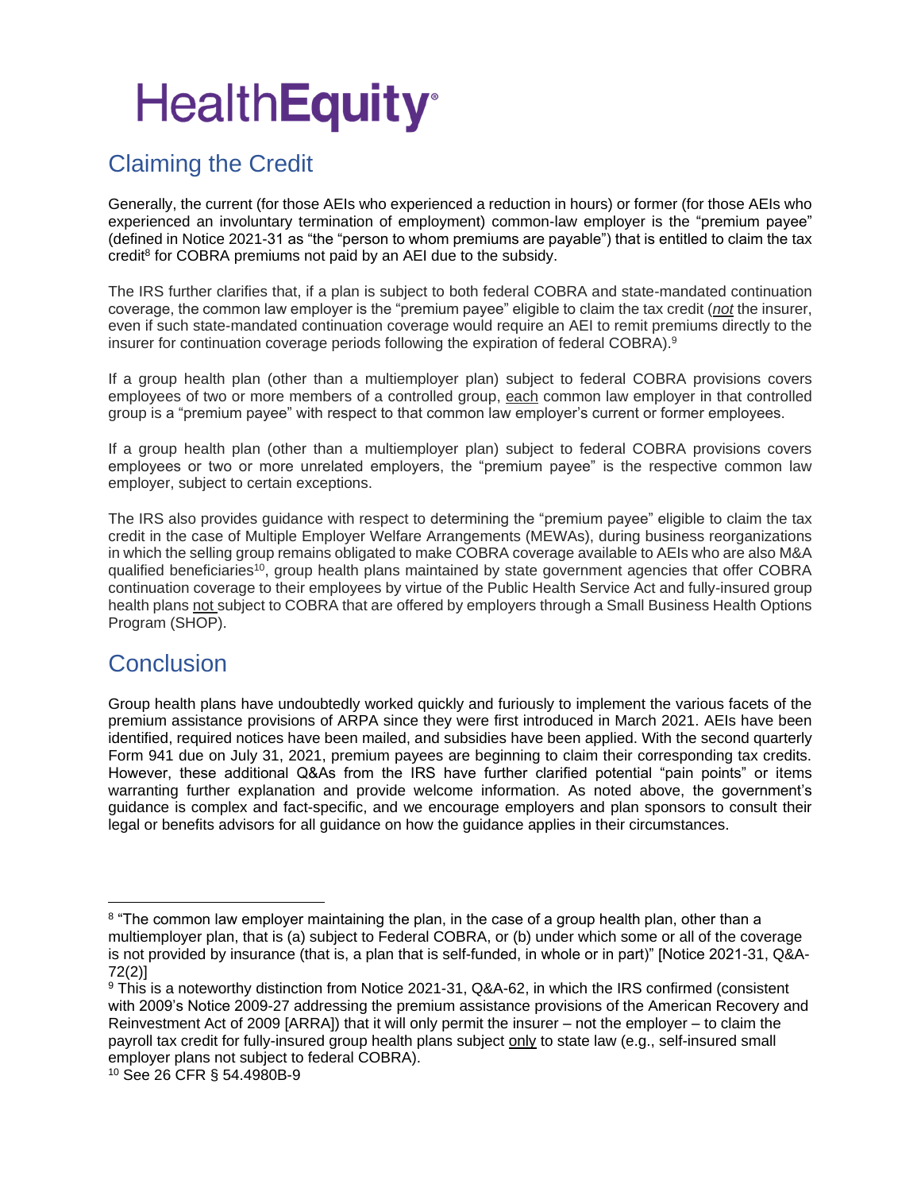## Claiming the Credit

Generally, the current (for those AEIs who experienced a reduction in hours) or former (for those AEIs who experienced an involuntary termination of employment) common-law employer is the "premium payee" (defined in Notice 2021-31 as "the "person to whom premiums are payable") that is entitled to claim the tax credit[8] for COBRA premiums not paid by an AEI due to the subsidy.

The IRS further clarifies that, if a plan is subject to both federal COBRA and state-mandated continuation coverage, the common law employer is the "premium payee" eligible to claim the tax credit (***not*** the insurer, even if such state-mandated continuation coverage would require an AEI to remit premiums directly to the insurer for continuation coverage periods following the expiration of federal COBRA).[9]

If a group health plan (other than a multiemployer plan) subject to federal COBRA provisions covers employees of two or more members of a controlled group, each common law employer in that controlled group is a "premium payee" with respect to that common law employer's current or former employees.

If a group health plan (other than a multiemployer plan) subject to federal COBRA provisions covers employees or two or more unrelated employers, the "premium payee" is the respective common law employer, subject to certain exceptions.

The IRS also provides guidance with respect to determining the "premium payee" eligible to claim the tax credit in the case of Multiple Employer Welfare Arrangements (MEWAs), during business reorganizations in which the selling group remains obligated to make COBRA coverage available to AEIs who are also M&A qualified beneficiaries[10], group health plans maintained by state government agencies that offer COBRA continuation coverage to their employees by virtue of the Public Health Service Act and fully-insured group health plans not subject to COBRA that are offered by employers through a Small Business Health Options Program (SHOP).

## Conclusion

Group health plans have undoubtedly worked quickly and furiously to implement the various facets of the premium assistance provisions of ARPA since they were first introduced in March 2021. AEIs have been identified, required notices have been mailed, and subsidies have been applied. With the second quarterly Form 941 due on July 31, 2021, premium payees are beginning to claim their corresponding tax credits. However, these additional Q&As from the IRS have further clarified potential "pain points" or items warranting further explanation and provide welcome information. As noted above, the government's guidance is complex and fact-specific, and we encourage employers and plan sponsors to consult their legal or benefits advisors for all guidance on how the guidance applies in their circumstances.

---

[8] "The common law employer maintaining the plan, in the case of a group health plan, other than a multiemployer plan, that is (a) subject to Federal COBRA, or (b) under which some or all of the coverage is not provided by insurance (that is, a plan that is self-funded, in whole or in part)" [Notice 2021-31, Q&A-72(2)]

[9] This is a noteworthy distinction from Notice 2021-31, Q&A-62, in which the IRS confirmed (consistent with 2009's Notice 2009-27 addressing the premium assistance provisions of the American Recovery and Reinvestment Act of 2009 [ARRA]) that it will only permit the insurer – not the employer – to claim the payroll tax credit for fully-insured group health plans subject only to state law (e.g., self-insured small employer plans not subject to federal COBRA).

[10] See 26 CFR § 54.4980B-9